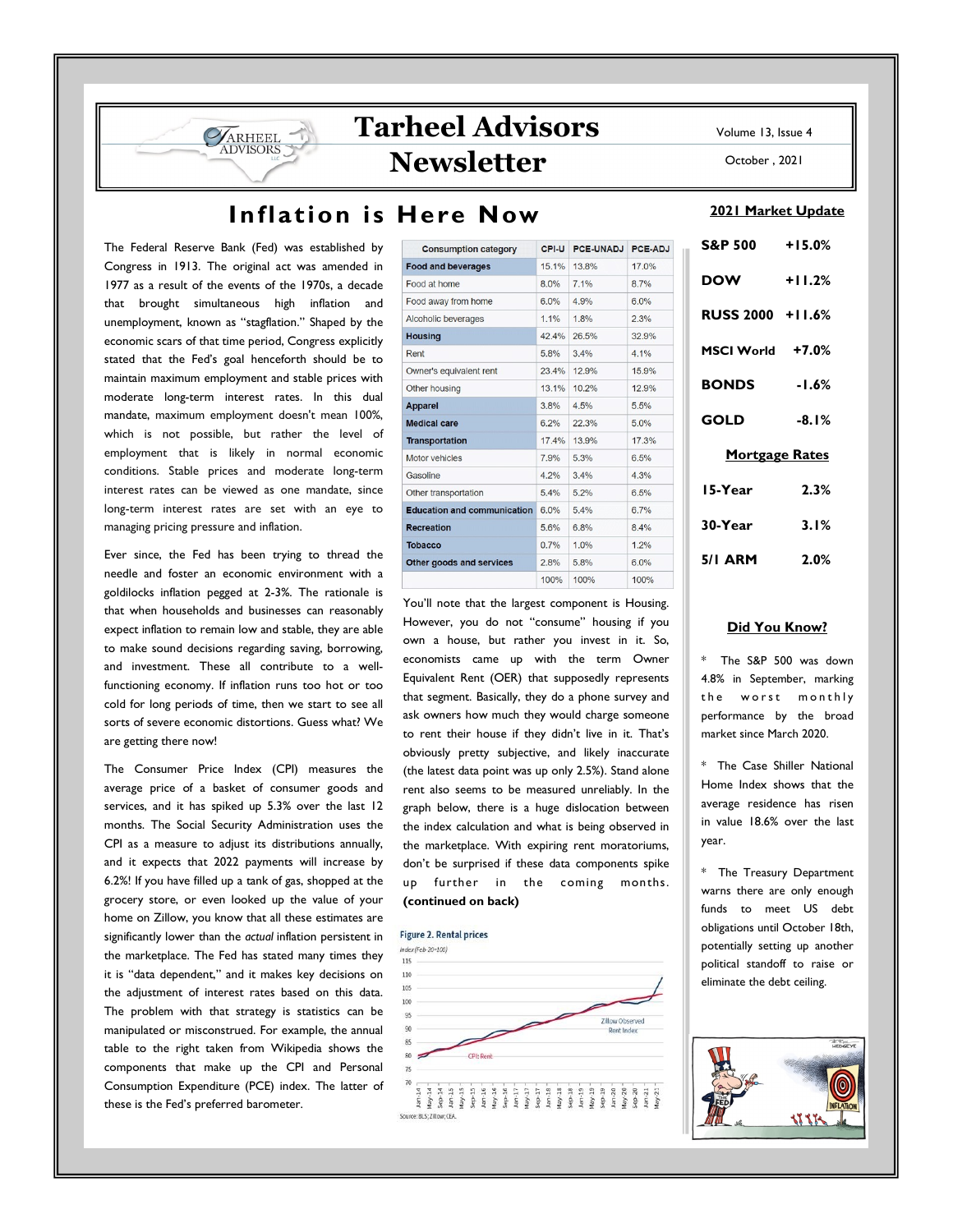# Tarheel Advisors Newsletter

Volume 13, Issue 4

October , 2021

## Inflation is Here Now

The Federal Reserve Bank (Fed) was established by Congress in 1913. The original act was amended in 1977 as a result of the events of the 1970s, a decade that brought simultaneous high inflation and unemployment, known as "stagflation." Shaped by the economic scars of that time period, Congress explicitly stated that the Fed's goal henceforth should be to maintain maximum employment and stable prices with moderate long-term interest rates. In this dual mandate, maximum employment doesn't mean 100%, which is not possible, but rather the level of employment that is likely in normal economic conditions. Stable prices and moderate long-term interest rates can be viewed as one mandate, since long-term interest rates are set with an eye to managing pricing pressure and inflation.

Ever since, the Fed has been trying to thread the needle and foster an economic environment with a goldilocks inflation pegged at 2-3%. The rationale is that when households and businesses can reasonably expect inflation to remain low and stable, they are able to make sound decisions regarding saving, borrowing, and investment. These all contribute to a well-functioning economy. If inflation runs too hot or too cold for long periods of time, then we start to see all sorts of severe economic distortions. Guess what? We are getting there now!

The Consumer Price Index (CPI) measures the average price of a basket of consumer goods and services, and it has spiked up 5.3% over the last 12 months. The Social Security Administration uses the CPI as a measure to adjust its distributions annually, and it expects that 2022 payments will increase by 6.2%! If you have filled up a tank of gas, shopped at the grocery store, or even looked up the value of your home on Zillow, you know that all these estimates are significantly lower than the *actual* inflation persistent in the marketplace. The Fed has stated many times they it is "data dependent," and it makes key decisions on this data. The adjustment of interest rates based on this data. The problem with that strategy is statistics can be manipulated or misconstrued. For example, the annual table to the right taken from Wikipedia shows the components that make up the CPI and Personal Consumption Expenditure (PCE) index. The latter of these is the Fed's preferred barometer.

| Consumption category | CPI-U | PCE-UNADJ | PCE-ADJ |
|---|---|---|---|
| **Food and beverages** | 15.1% | 13.8% | 17.0% |
| Food at home | 8.0% | 7.1% | 8.7% |
| Food away from home | 6.0% | 4.9% | 6.0% |
| Alcoholic beverages | 1.1% | 1.8% | 2.3% |
| **Housing** | 42.4% | 26.5% | 32.9% |
| Rent | 5.8% | 3.4% | 4.1% |
| Owner's equivalent rent | 23.4% | 12.9% | 15.9% |
| Other housing | 13.1% | 10.2% | 12.9% |
| **Apparel** | 3.8% | 4.5% | 5.5% |
| **Medical care** | 6.2% | 22.3% | 5.0% |
| **Transportation** | 17.4% | 13.9% | 17.3% |
| Motor vehicles | 7.9% | 5.3% | 6.5% |
| Gasoline | 4.2% | 3.4% | 4.3% |
| Other transportation | 5.4% | 5.2% | 6.5% |
| **Education and communication** | 6.0% | 5.4% | 6.7% |
| **Recreation** | 5.6% | 6.8% | 8.4% |
| **Tobacco** | 0.7% | 1.0% | 1.2% |
| **Other goods and services** | 2.8% | 5.8% | 6.0% |
| | 100% | 100% | 100% |

You'll note that the largest component is Housing. However, you do not "consume" housing if you own a house, but rather you invest in it. So, economists came up with the term Owner Equivalent Rent (OER) that supposedly represents that segment. Basically, they do a phone survey and ask owners how much they would charge someone to rent their house if they didn't live in it. That's obviously pretty subjective, and likely inaccurate (the latest data point was up only 2.5%). Stand alone rent also seems to be measured unreliably. In the graph below, there is a huge dislocation between the index calculation and what is being observed in the marketplace. With expiring rent moratoriums, don't be surprised if these data components spike up further in the coming months. **(continued on back)**

**Figure 2. Rental prices**

*Index (Feb-20=100)*

Source: BLS; Zillow; CEA.

### 2021 Market Update

| | |
|---|---|
| **S&P 500** | **+15.0%** |
| **DOW** | **+11.2%** |
| **RUSS 2000** | **+11.6%** |
| **MSCI World** | **+7.0%** |
| **BONDS** | **-1.6%** |
| **GOLD** | **-8.1%** |

### Mortgage Rates

| | |
|---|---|
| **15-Year** | **2.3%** |
| **30-Year** | **3.1%** |
| **5/1 ARM** | **2.0%** |

### Did You Know?

* The S&P 500 was down 4.8% in September, marking the worst monthly performance by the broad market since March 2020.

* The Case Shiller National Home Index shows that the average residence has risen in value 18.6% over the last year.

* The Treasury Department warns there are only enough funds to meet US debt obligations until October 18th, potentially setting up another political standoff to raise or eliminate the debt ceiling.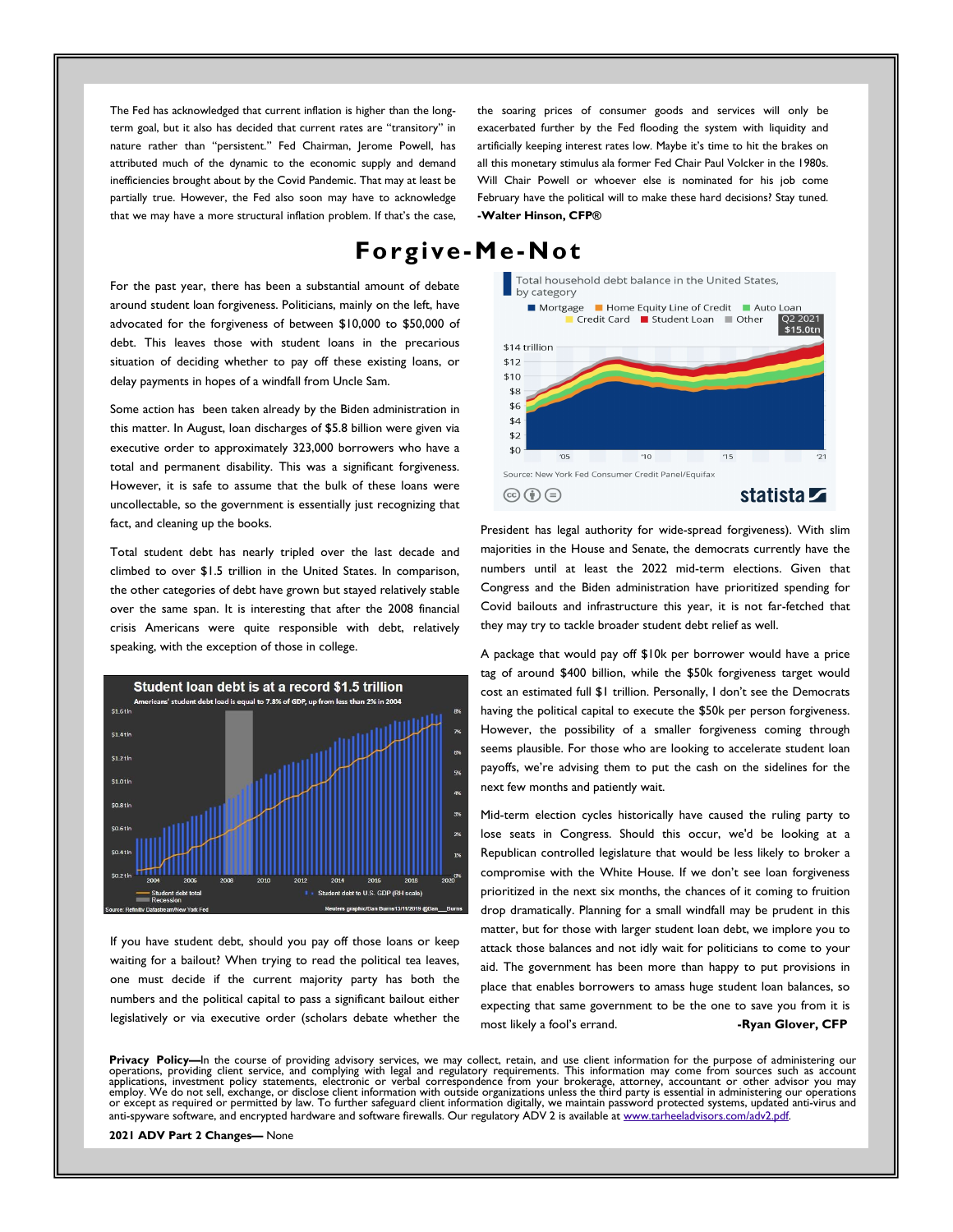The Fed has acknowledged that current inflation is higher than the long-term goal, but it also has decided that current rates are "transitory" in nature rather than "persistent." Fed Chairman, Jerome Powell, has attributed much of the dynamic to the economic supply and demand inefficiencies brought about by the Covid Pandemic. That may at least be partially true. However, the Fed also soon may have to acknowledge that we may have a more structural inflation problem. If that's the case, the soaring prices of consumer goods and services will only be exacerbated further by the Fed flooding the system with liquidity and artificially keeping interest rates low. Maybe it's time to hit the brakes on all this monetary stimulus ala former Fed Chair Paul Volcker in the 1980s. Will Chair Powell or whoever else is nominated for his job come February have the political will to make these hard decisions? Stay tuned.

**-Walter Hinson, CFP®**

# Forgive-Me-Not

For the past year, there has been a substantial amount of debate around student loan forgiveness. Politicians, mainly on the left, have advocated for the forgiveness of between $10,000 to $50,000 of debt. This leaves those with student loans in the precarious situation of deciding whether to pay off these existing loans, or delay payments in hopes of a windfall from Uncle Sam.

Some action has been taken already by the Biden administration in this matter. In August, loan discharges of $5.8 billion were given via executive order to approximately 323,000 borrowers who have a total and permanent disability. This was a significant forgiveness. However, it is safe to assume that the bulk of these loans were uncollectable, so the government is essentially just recognizing that fact, and cleaning up the books.

Total student debt has nearly tripled over the last decade and climbed to over $1.5 trillion in the United States. In comparison, the other categories of debt have grown but stayed relatively stable over the same span. It is interesting that after the 2008 financial crisis Americans were quite responsible with debt, relatively speaking, with the exception of those in college.

Student loan debt is at a record $1.5 trillion

Americans' student debt load is equal to 7.8% of GDP, up from less than 2% in 2004

$1.6 tln
$1.4 tln
$1.2 tln
$1.0 tln
$0.8 tln
$0.6 tln
$0.4 tln
$0.2 tln

8%
7%
6%
5%
4%
3%
2%
1%
0%

2004 2006 2008 2010 2012 2014 2016 2018 2020

Student debt total
Recession
Student debt to U.S. GDP (RH scale)

Source: Refinitiv Datastream/New York Fed

Reuters graphic/Dan Burns 13/11/2019 @Dan___Burns

If you have student debt, should you pay off those loans or keep waiting for a bailout? When trying to read the political tea leaves, one must decide if the current majority party has both the numbers and the political capital to pass a significant bailout either legislatively or via executive order (scholars debate whether the President has legal authority for wide-spread forgiveness). With slim majorities in the House and Senate, the democrats currently have the numbers until at least the 2022 mid-term elections. Given that Congress and the Biden administration have prioritized spending for Covid bailouts and infrastructure this year, it is not far-fetched that they may try to tackle broader student debt relief as well.

Total household debt balance in the United States, by category

Mortgage
Home Equity Line of Credit
Auto Loan
Credit Card
Student Loan
Other

Q2 2021
$15.0tn

$14 trillion
$12
$10
$8
$6
$4
$2
$0

'05 '10 '15 '21

Source: New York Fed Consumer Credit Panel/Equifax

statista

A package that would pay off $10k per borrower would have a price tag of around $400 billion, while the $50k forgiveness target would cost an estimated full $1 trillion. Personally, I don't see the Democrats having the political capital to execute the $50k per person forgiveness. However, the possibility of a smaller forgiveness coming through seems plausible. For those who are looking to accelerate student loan payoffs, we're advising them to put the cash on the sidelines for the next few months and patiently wait.

Mid-term election cycles historically have caused the ruling party to lose seats in Congress. Should this occur, we'd be looking at a Republican controlled legislature that would be less likely to broker a compromise with the White House. If we don't see loan forgiveness prioritized in the next six months, the chances of it coming to fruition drop dramatically. Planning for a small windfall may be prudent in this matter, but for those with larger student loan debt, we implore you to attack those balances and not idly wait for politicians to come to your aid. The government has been more than happy to put provisions in place that enables borrowers to amass huge student loan balances, so expecting that same government to be the one to save you from it is most likely a fool's errand.

**-Ryan Glover, CFP**

**Privacy Policy—**In the course of providing advisory services, we may collect, retain, and use client information for the purpose of administering our operations, providing client service, and complying with legal and regulatory requirements. This information may come from sources such as account applications, investment policy statements, electronic or verbal correspondence from your brokerage, attorney, accountant or other advisor you may employ. We do not sell, exchange, or disclose client information with outside organizations unless the third party is essential in administering our operations or except as required or permitted by law. To further safeguard client information digitally, we maintain password protected systems, updated anti-virus and anti-spyware software, and encrypted hardware and software firewalls. Our regulatory ADV 2 is available at www.tarheeladvisors.com/adv2.pdf.

**2021 ADV Part 2 Changes—** None